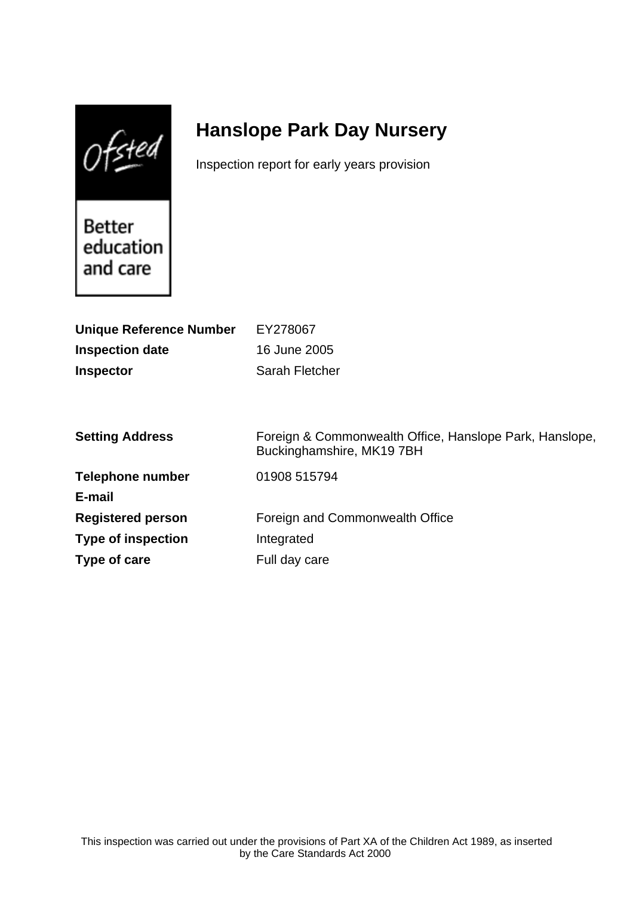Ofsted

Better education and care

# Hanslope Park Day Nursery

Inspection report for early years provision

| | |
|---|---|
| **Unique Reference Number** | EY278067 |
| **Inspection date** | 16 June 2005 |
| **Inspector** | Sarah Fletcher |

| | |
|---|---|
| **Setting Address** | Foreign & Commonwealth Office, Hanslope Park, Hanslope, Buckinghamshire, MK19 7BH |
| **Telephone number** | 01908 515794 |
| **E-mail** | |
| **Registered person** | Foreign and Commonwealth Office |
| **Type of inspection** | Integrated |
| **Type of care** | Full day care |

This inspection was carried out under the provisions of Part XA of the Children Act 1989, as inserted by the Care Standards Act 2000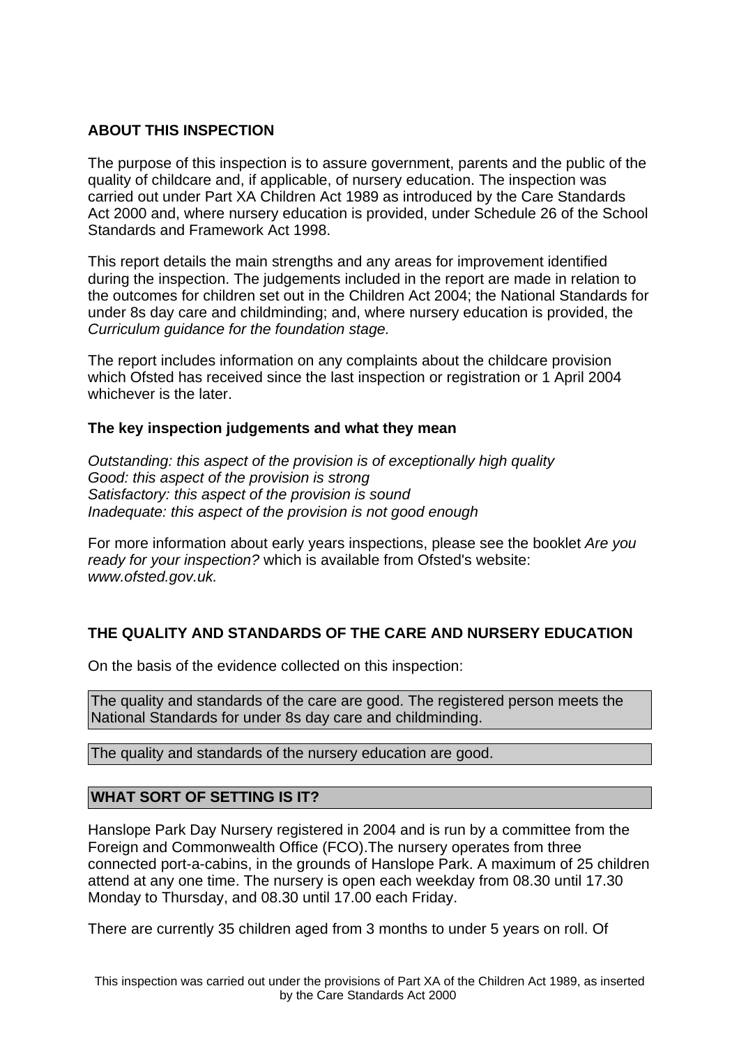## ABOUT THIS INSPECTION

The purpose of this inspection is to assure government, parents and the public of the quality of childcare and, if applicable, of nursery education. The inspection was carried out under Part XA Children Act 1989 as introduced by the Care Standards Act 2000 and, where nursery education is provided, under Schedule 26 of the School Standards and Framework Act 1998.

This report details the main strengths and any areas for improvement identified during the inspection. The judgements included in the report are made in relation to the outcomes for children set out in the Children Act 2004; the National Standards for under 8s day care and childminding; and, where nursery education is provided, the *Curriculum guidance for the foundation stage.*

The report includes information on any complaints about the childcare provision which Ofsted has received since the last inspection or registration or 1 April 2004 whichever is the later.

### The key inspection judgements and what they mean

*Outstanding: this aspect of the provision is of exceptionally high quality*
*Good: this aspect of the provision is strong*
*Satisfactory: this aspect of the provision is sound*
*Inadequate: this aspect of the provision is not good enough*

For more information about early years inspections, please see the booklet *Are you ready for your inspection?* which is available from Ofsted's website: *www.ofsted.gov.uk.*

## THE QUALITY AND STANDARDS OF THE CARE AND NURSERY EDUCATION

On the basis of the evidence collected on this inspection:

The quality and standards of the care are good. The registered person meets the National Standards for under 8s day care and childminding.

The quality and standards of the nursery education are good.

## WHAT SORT OF SETTING IS IT?

Hanslope Park Day Nursery registered in 2004 and is run by a committee from the Foreign and Commonwealth Office (FCO).The nursery operates from three connected port-a-cabins, in the grounds of Hanslope Park. A maximum of 25 children attend at any one time. The nursery is open each weekday from 08.30 until 17.30 Monday to Thursday, and 08.30 until 17.00 each Friday.

There are currently 35 children aged from 3 months to under 5 years on roll. Of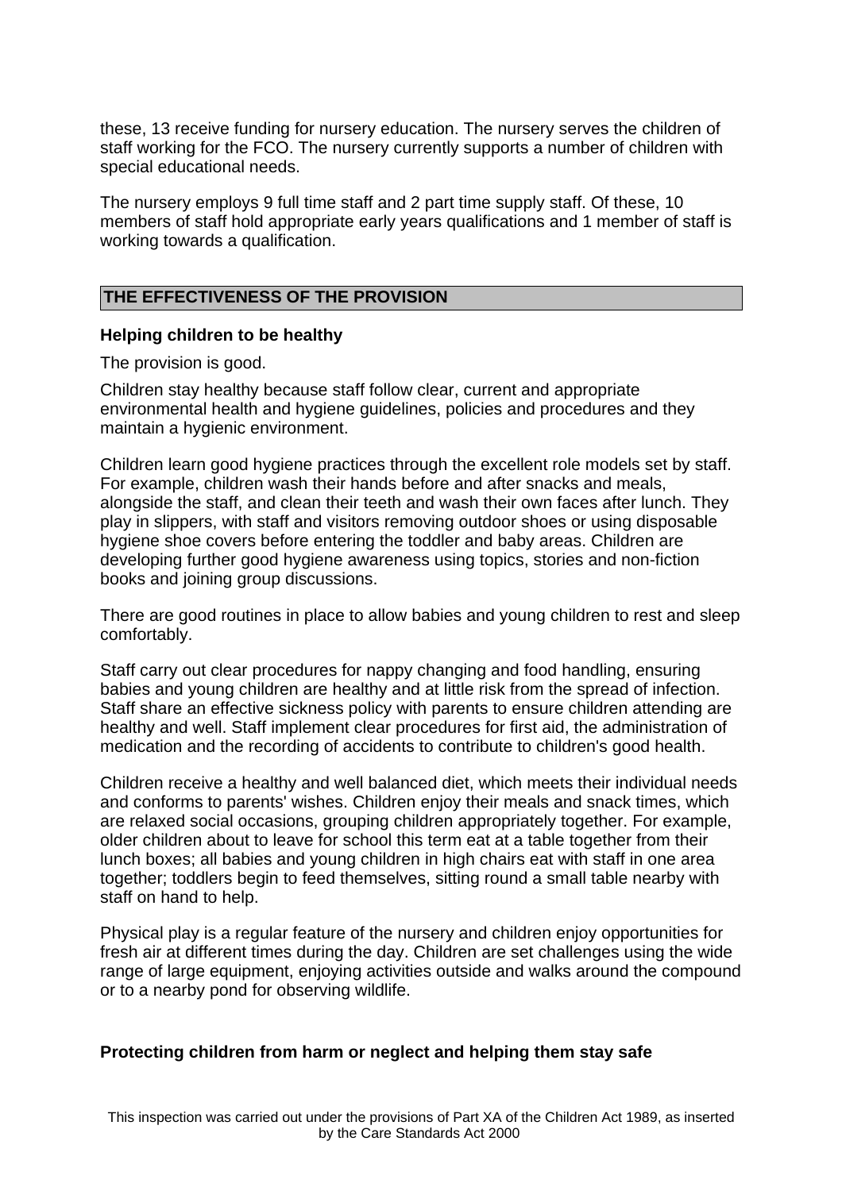these, 13 receive funding for nursery education. The nursery serves the children of staff working for the FCO. The nursery currently supports a number of children with special educational needs.

The nursery employs 9 full time staff and 2 part time supply staff. Of these, 10 members of staff hold appropriate early years qualifications and 1 member of staff is working towards a qualification.

## THE EFFECTIVENESS OF THE PROVISION

### Helping children to be healthy

The provision is good.

Children stay healthy because staff follow clear, current and appropriate environmental health and hygiene guidelines, policies and procedures and they maintain a hygienic environment.

Children learn good hygiene practices through the excellent role models set by staff. For example, children wash their hands before and after snacks and meals, alongside the staff, and clean their teeth and wash their own faces after lunch. They play in slippers, with staff and visitors removing outdoor shoes or using disposable hygiene shoe covers before entering the toddler and baby areas. Children are developing further good hygiene awareness using topics, stories and non-fiction books and joining group discussions.

There are good routines in place to allow babies and young children to rest and sleep comfortably.

Staff carry out clear procedures for nappy changing and food handling, ensuring babies and young children are healthy and at little risk from the spread of infection. Staff share an effective sickness policy with parents to ensure children attending are healthy and well. Staff implement clear procedures for first aid, the administration of medication and the recording of accidents to contribute to children's good health.

Children receive a healthy and well balanced diet, which meets their individual needs and conforms to parents' wishes. Children enjoy their meals and snack times, which are relaxed social occasions, grouping children appropriately together. For example, older children about to leave for school this term eat at a table together from their lunch boxes; all babies and young children in high chairs eat with staff in one area together; toddlers begin to feed themselves, sitting round a small table nearby with staff on hand to help.

Physical play is a regular feature of the nursery and children enjoy opportunities for fresh air at different times during the day. Children are set challenges using the wide range of large equipment, enjoying activities outside and walks around the compound or to a nearby pond for observing wildlife.

### Protecting children from harm or neglect and helping them stay safe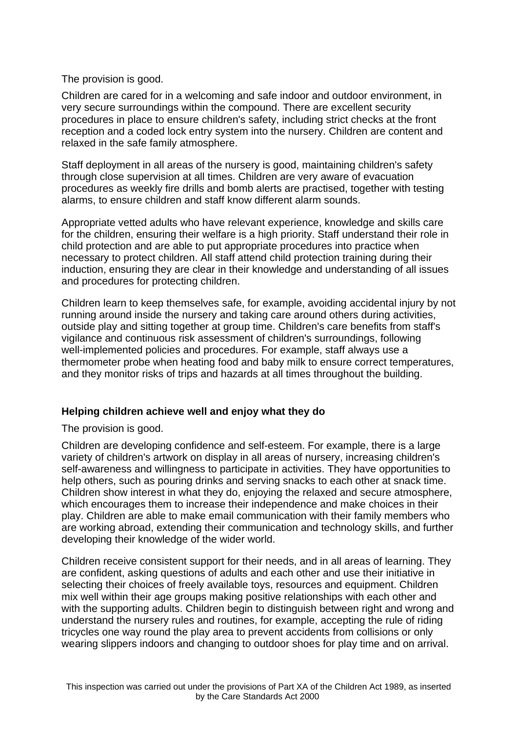The provision is good.

Children are cared for in a welcoming and safe indoor and outdoor environment, in very secure surroundings within the compound. There are excellent security procedures in place to ensure children's safety, including strict checks at the front reception and a coded lock entry system into the nursery. Children are content and relaxed in the safe family atmosphere.

Staff deployment in all areas of the nursery is good, maintaining children's safety through close supervision at all times. Children are very aware of evacuation procedures as weekly fire drills and bomb alerts are practised, together with testing alarms, to ensure children and staff know different alarm sounds.

Appropriate vetted adults who have relevant experience, knowledge and skills care for the children, ensuring their welfare is a high priority. Staff understand their role in child protection and are able to put appropriate procedures into practice when necessary to protect children. All staff attend child protection training during their induction, ensuring they are clear in their knowledge and understanding of all issues and procedures for protecting children.

Children learn to keep themselves safe, for example, avoiding accidental injury by not running around inside the nursery and taking care around others during activities, outside play and sitting together at group time. Children's care benefits from staff's vigilance and continuous risk assessment of children's surroundings, following well-implemented policies and procedures. For example, staff always use a thermometer probe when heating food and baby milk to ensure correct temperatures, and they monitor risks of trips and hazards at all times throughout the building.

**Helping children achieve well and enjoy what they do**

The provision is good.

Children are developing confidence and self-esteem. For example, there is a large variety of children's artwork on display in all areas of nursery, increasing children's self-awareness and willingness to participate in activities. They have opportunities to help others, such as pouring drinks and serving snacks to each other at snack time. Children show interest in what they do, enjoying the relaxed and secure atmosphere, which encourages them to increase their independence and make choices in their play. Children are able to make email communication with their family members who are working abroad, extending their communication and technology skills, and further developing their knowledge of the wider world.

Children receive consistent support for their needs, and in all areas of learning. They are confident, asking questions of adults and each other and use their initiative in selecting their choices of freely available toys, resources and equipment. Children mix well within their age groups making positive relationships with each other and with the supporting adults. Children begin to distinguish between right and wrong and understand the nursery rules and routines, for example, accepting the rule of riding tricycles one way round the play area to prevent accidents from collisions or only wearing slippers indoors and changing to outdoor shoes for play time and on arrival.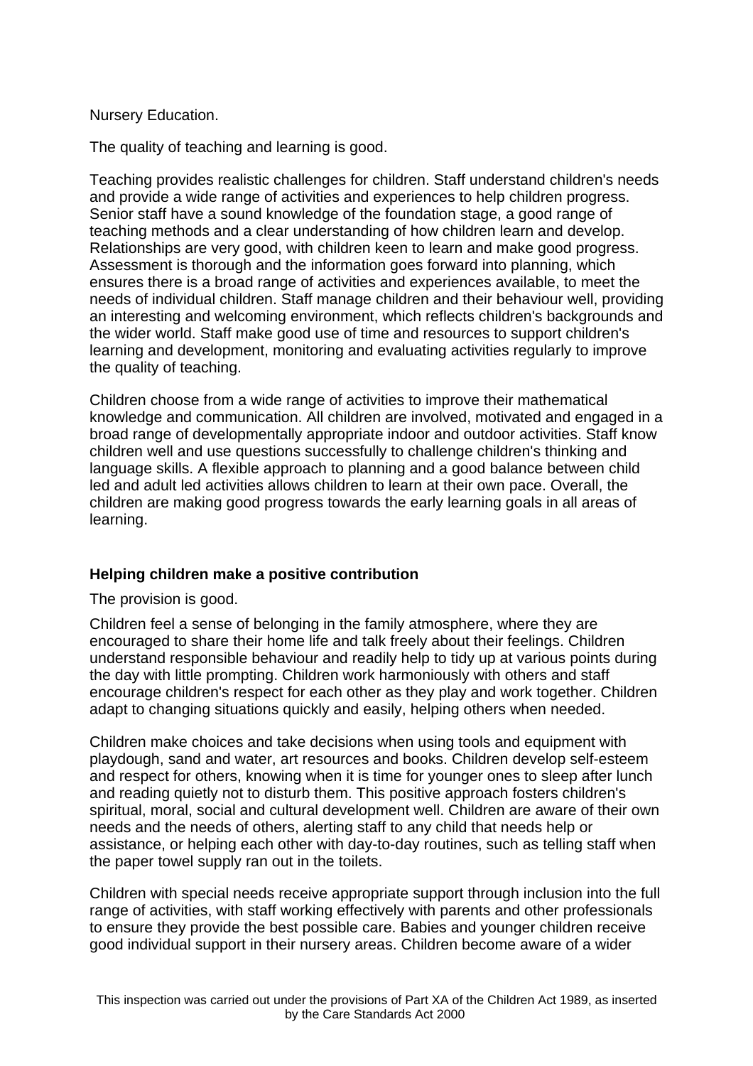Nursery Education.

The quality of teaching and learning is good.

Teaching provides realistic challenges for children. Staff understand children's needs and provide a wide range of activities and experiences to help children progress. Senior staff have a sound knowledge of the foundation stage, a good range of teaching methods and a clear understanding of how children learn and develop. Relationships are very good, with children keen to learn and make good progress. Assessment is thorough and the information goes forward into planning, which ensures there is a broad range of activities and experiences available, to meet the needs of individual children. Staff manage children and their behaviour well, providing an interesting and welcoming environment, which reflects children's backgrounds and the wider world. Staff make good use of time and resources to support children's learning and development, monitoring and evaluating activities regularly to improve the quality of teaching.

Children choose from a wide range of activities to improve their mathematical knowledge and communication. All children are involved, motivated and engaged in a broad range of developmentally appropriate indoor and outdoor activities. Staff know children well and use questions successfully to challenge children's thinking and language skills. A flexible approach to planning and a good balance between child led and adult led activities allows children to learn at their own pace. Overall, the children are making good progress towards the early learning goals in all areas of learning.

## Helping children make a positive contribution

The provision is good.

Children feel a sense of belonging in the family atmosphere, where they are encouraged to share their home life and talk freely about their feelings. Children understand responsible behaviour and readily help to tidy up at various points during the day with little prompting. Children work harmoniously with others and staff encourage children's respect for each other as they play and work together. Children adapt to changing situations quickly and easily, helping others when needed.

Children make choices and take decisions when using tools and equipment with playdough, sand and water, art resources and books. Children develop self-esteem and respect for others, knowing when it is time for younger ones to sleep after lunch and reading quietly not to disturb them. This positive approach fosters children's spiritual, moral, social and cultural development well. Children are aware of their own needs and the needs of others, alerting staff to any child that needs help or assistance, or helping each other with day-to-day routines, such as telling staff when the paper towel supply ran out in the toilets.

Children with special needs receive appropriate support through inclusion into the full range of activities, with staff working effectively with parents and other professionals to ensure they provide the best possible care. Babies and younger children receive good individual support in their nursery areas. Children become aware of a wider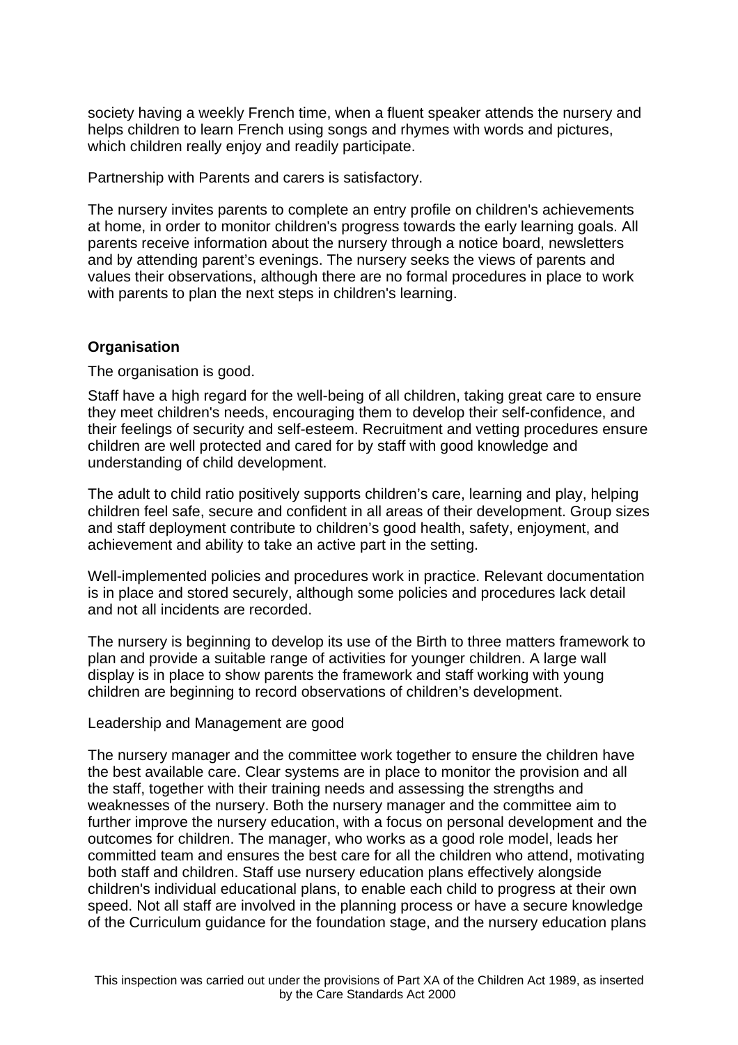society having a weekly French time, when a fluent speaker attends the nursery and helps children to learn French using songs and rhymes with words and pictures, which children really enjoy and readily participate.

Partnership with Parents and carers is satisfactory.

The nursery invites parents to complete an entry profile on children's achievements at home, in order to monitor children's progress towards the early learning goals. All parents receive information about the nursery through a notice board, newsletters and by attending parent's evenings. The nursery seeks the views of parents and values their observations, although there are no formal procedures in place to work with parents to plan the next steps in children's learning.

**Organisation**

The organisation is good.

Staff have a high regard for the well-being of all children, taking great care to ensure they meet children's needs, encouraging them to develop their self-confidence, and their feelings of security and self-esteem. Recruitment and vetting procedures ensure children are well protected and cared for by staff with good knowledge and understanding of child development.

The adult to child ratio positively supports children's care, learning and play, helping children feel safe, secure and confident in all areas of their development. Group sizes and staff deployment contribute to children's good health, safety, enjoyment, and achievement and ability to take an active part in the setting.

Well-implemented policies and procedures work in practice. Relevant documentation is in place and stored securely, although some policies and procedures lack detail and not all incidents are recorded.

The nursery is beginning to develop its use of the Birth to three matters framework to plan and provide a suitable range of activities for younger children. A large wall display is in place to show parents the framework and staff working with young children are beginning to record observations of children's development.

Leadership and Management are good

The nursery manager and the committee work together to ensure the children have the best available care. Clear systems are in place to monitor the provision and all the staff, together with their training needs and assessing the strengths and weaknesses of the nursery. Both the nursery manager and the committee aim to further improve the nursery education, with a focus on personal development and the outcomes for children. The manager, who works as a good role model, leads her committed team and ensures the best care for all the children who attend, motivating both staff and children. Staff use nursery education plans effectively alongside children's individual educational plans, to enable each child to progress at their own speed. Not all staff are involved in the planning process or have a secure knowledge of the Curriculum guidance for the foundation stage, and the nursery education plans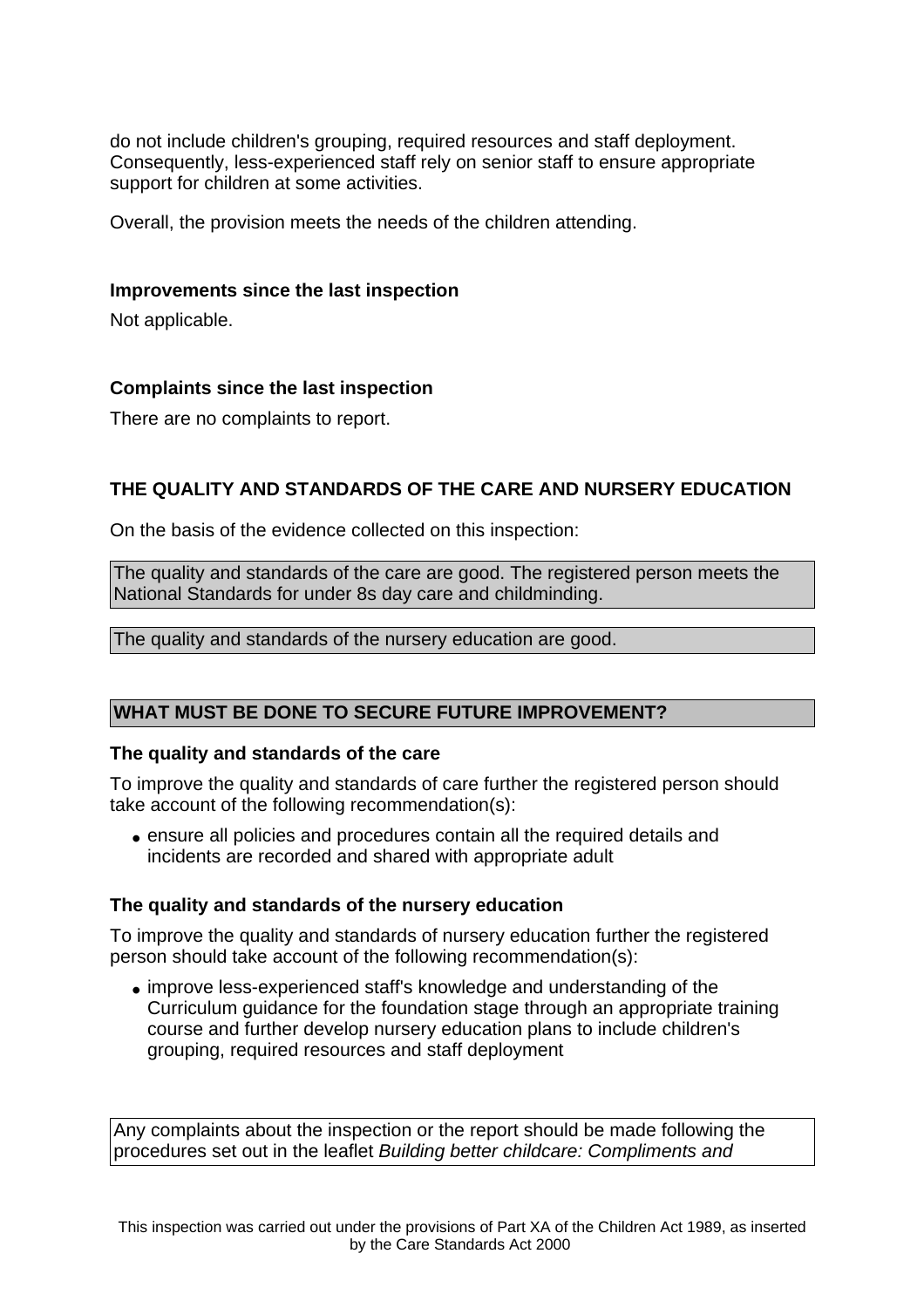do not include children's grouping, required resources and staff deployment. Consequently, less-experienced staff rely on senior staff to ensure appropriate support for children at some activities.

Overall, the provision meets the needs of the children attending.

**Improvements since the last inspection**

Not applicable.

**Complaints since the last inspection**

There are no complaints to report.

## THE QUALITY AND STANDARDS OF THE CARE AND NURSERY EDUCATION

On the basis of the evidence collected on this inspection:

The quality and standards of the care are good. The registered person meets the National Standards for under 8s day care and childminding.

The quality and standards of the nursery education are good.

## WHAT MUST BE DONE TO SECURE FUTURE IMPROVEMENT?

**The quality and standards of the care**

To improve the quality and standards of care further the registered person should take account of the following recommendation(s):

- ensure all policies and procedures contain all the required details and incidents are recorded and shared with appropriate adult

**The quality and standards of the nursery education**

To improve the quality and standards of nursery education further the registered person should take account of the following recommendation(s):

- improve less-experienced staff's knowledge and understanding of the Curriculum guidance for the foundation stage through an appropriate training course and further develop nursery education plans to include children's grouping, required resources and staff deployment

Any complaints about the inspection or the report should be made following the procedures set out in the leaflet *Building better childcare: Compliments and*

This inspection was carried out under the provisions of Part XA of the Children Act 1989, as inserted by the Care Standards Act 2000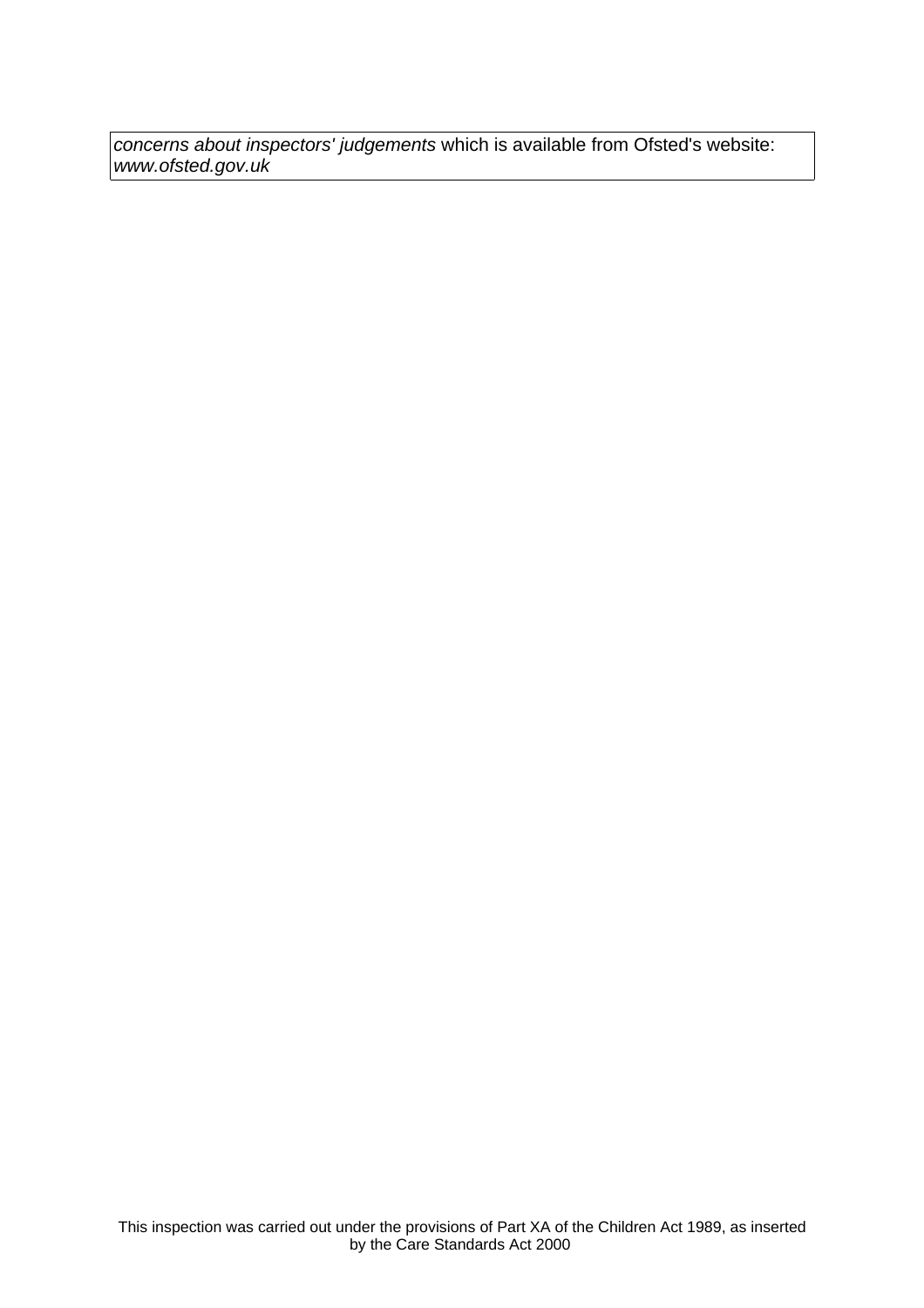*concerns about inspectors' judgements* which is available from Ofsted's website: *www.ofsted.gov.uk*

This inspection was carried out under the provisions of Part XA of the Children Act 1989, as inserted by the Care Standards Act 2000